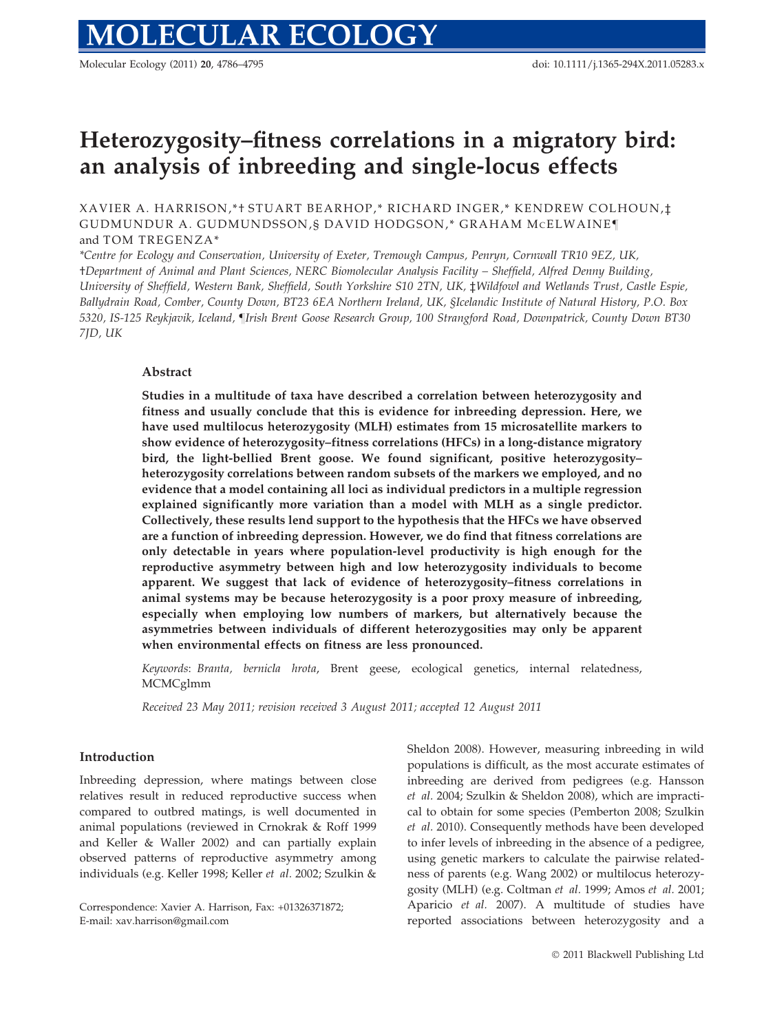# Heterozygosity–fitness correlations in a migratory bird: an analysis of inbreeding and single-locus effects

XAVIER A. HARRISON,*† STUART BEARHOP,* RICHARD INGER,* KENDREW COLHOUN,‡ GUDMUNDUR A. GUDMUNDSSON,§ DAVID HODGSON,* GRAHAM McELWAINE¶ and TOM TREGENZA*

*Centre for Ecology and Conservation, University of Exeter, Tremough Campus, Penryn, Cornwall TR10 9EZ, UK, †Department of Animal and Plant Sciences, NERC Biomolecular Analysis Facility – Sheffield, Alfred Denny Building, University of Sheffield, Western Bank, Sheffield, South Yorkshire S10 2TN, UK, ‡Wildfowl and Wetlands Trust, Castle Espie, Ballydrain Road, Comber, County Down, BT23 6EA Northern Ireland, UK, §Icelandic Institute of Natural History, P.O. Box 5320, IS-125 Reykjavik, Iceland, ¶Irish Brent Goose Research Group, 100 Strangford Road, Downpatrick, County Down BT30 7JD, UK

## Abstract

**Studies in a multitude of taxa have described a correlation between heterozygosity and fitness and usually conclude that this is evidence for inbreeding depression. Here, we have used multilocus heterozygosity (MLH) estimates from 15 microsatellite markers to show evidence of heterozygosity–fitness correlations (HFCs) in a long-distance migratory bird, the light-bellied Brent goose. We found significant, positive heterozygosity–heterozygosity correlations between random subsets of the markers we employed, and no evidence that a model containing all loci as individual predictors in a multiple regression explained significantly more variation than a model with MLH as a single predictor. Collectively, these results lend support to the hypothesis that the HFCs we have observed are a function of inbreeding depression. However, we do find that fitness correlations are only detectable in years where population-level productivity is high enough for the reproductive asymmetry between high and low heterozygosity individuals to become apparent. We suggest that lack of evidence of heterozygosity–fitness correlations in animal systems may be because heterozygosity is a poor proxy measure of inbreeding, especially when employing low numbers of markers, but alternatively because the asymmetries between individuals of different heterozygosities may only be apparent when environmental effects on fitness are less pronounced.**

*Keywords*: *Branta, bernicla hrota*, Brent geese, ecological genetics, internal relatedness, MCMCglmm

*Received 23 May 2011; revision received 3 August 2011; accepted 12 August 2011*

## Introduction

Inbreeding depression, where matings between close relatives result in reduced reproductive success when compared to outbred matings, is well documented in animal populations (reviewed in Crnokrak & Roff 1999 and Keller & Waller 2002) and can partially explain observed patterns of reproductive asymmetry among individuals (e.g. Keller 1998; Keller *et al.* 2002; Szulkin & Sheldon 2008). However, measuring inbreeding in wild populations is difficult, as the most accurate estimates of inbreeding are derived from pedigrees (e.g. Hansson *et al.* 2004; Szulkin & Sheldon 2008), which are impractical to obtain for some species (Pemberton 2008; Szulkin *et al.* 2010). Consequently methods have been developed to infer levels of inbreeding in the absence of a pedigree, using genetic markers to calculate the pairwise relatedness of parents (e.g. Wang 2002) or multilocus heterozygosity (MLH) (e.g. Coltman *et al.* 1999; Amos *et al.* 2001; Aparicio *et al.* 2007). A multitude of studies have reported associations between heterozygosity and a

Correspondence: Xavier A. Harrison, Fax: +01326371872; E-mail: xav.harrison@gmail.com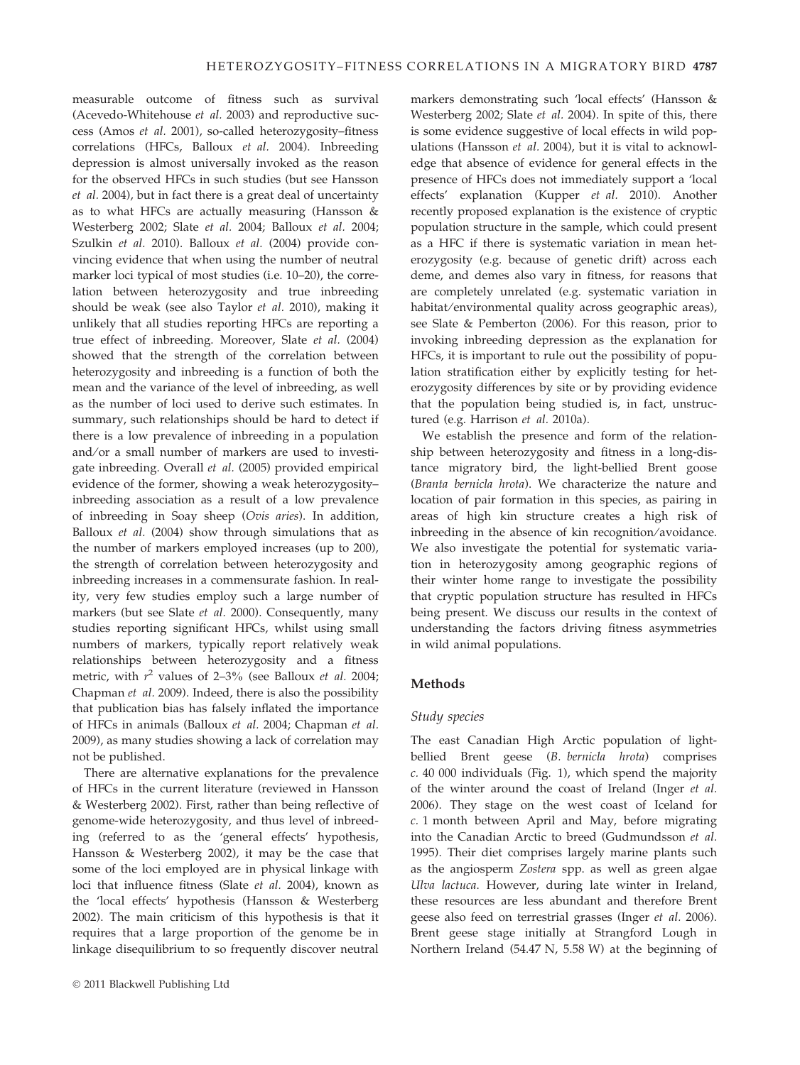measurable outcome of fitness such as survival (Acevedo-Whitehouse *et al.* 2003) and reproductive success (Amos *et al.* 2001), so-called heterozygosity–fitness correlations (HFCs, Balloux *et al.* 2004). Inbreeding depression is almost universally invoked as the reason for the observed HFCs in such studies (but see Hansson *et al.* 2004), but in fact there is a great deal of uncertainty as to what HFCs are actually measuring (Hansson & Westerberg 2002; Slate *et al.* 2004; Balloux *et al.* 2004; Szulkin *et al.* 2010). Balloux *et al.* (2004) provide convincing evidence that when using the number of neutral marker loci typical of most studies (i.e. 10–20), the correlation between heterozygosity and true inbreeding should be weak (see also Taylor *et al.* 2010), making it unlikely that all studies reporting HFCs are reporting a true effect of inbreeding. Moreover, Slate *et al.* (2004) showed that the strength of the correlation between heterozygosity and inbreeding is a function of both the mean and the variance of the level of inbreeding, as well as the number of loci used to derive such estimates. In summary, such relationships should be hard to detect if there is a low prevalence of inbreeding in a population and/or a small number of markers are used to investigate inbreeding. Overall *et al.* (2005) provided empirical evidence of the former, showing a weak heterozygosity–inbreeding association as a result of a low prevalence of inbreeding in Soay sheep (*Ovis aries*). In addition, Balloux *et al.* (2004) show through simulations that as the number of markers employed increases (up to 200), the strength of correlation between heterozygosity and inbreeding increases in a commensurate fashion. In reality, very few studies employ such a large number of markers (but see Slate *et al.* 2000). Consequently, many studies reporting significant HFCs, whilst using small numbers of markers, typically report relatively weak relationships between heterozygosity and a fitness metric, with $r^2$ values of 2–3% (see Balloux *et al.* 2004; Chapman *et al.* 2009). Indeed, there is also the possibility that publication bias has falsely inflated the importance of HFCs in animals (Balloux *et al.* 2004; Chapman *et al.* 2009), as many studies showing a lack of correlation may not be published.

There are alternative explanations for the prevalence of HFCs in the current literature (reviewed in Hansson & Westerberg 2002). First, rather than being reflective of genome-wide heterozygosity, and thus level of inbreeding (referred to as the 'general effects' hypothesis, Hansson & Westerberg 2002), it may be the case that some of the loci employed are in physical linkage with loci that influence fitness (Slate *et al.* 2004), known as the 'local effects' hypothesis (Hansson & Westerberg 2002). The main criticism of this hypothesis is that it requires that a large proportion of the genome be in linkage disequilibrium to so frequently discover neutral markers demonstrating such 'local effects' (Hansson & Westerberg 2002; Slate *et al.* 2004). In spite of this, there is some evidence suggestive of local effects in wild populations (Hansson *et al.* 2004), but it is vital to acknowledge that absence of evidence for general effects in the presence of HFCs does not immediately support a 'local effects' explanation (Kupper *et al.* 2010). Another recently proposed explanation is the existence of cryptic population structure in the sample, which could present as a HFC if there is systematic variation in mean heterozygosity (e.g. because of genetic drift) across each deme, and demes also vary in fitness, for reasons that are completely unrelated (e.g. systematic variation in habitat/environmental quality across geographic areas), see Slate & Pemberton (2006). For this reason, prior to invoking inbreeding depression as the explanation for HFCs, it is important to rule out the possibility of population stratification either by explicitly testing for heterozygosity differences by site or by providing evidence that the population being studied is, in fact, unstructured (e.g. Harrison *et al.* 2010a).

We establish the presence and form of the relationship between heterozygosity and fitness in a long-distance migratory bird, the light-bellied Brent goose (*Branta bernicla hrota*). We characterize the nature and location of pair formation in this species, as pairing in areas of high kin structure creates a high risk of inbreeding in the absence of kin recognition/avoidance. We also investigate the potential for systematic variation in heterozygosity among geographic regions of their winter home range to investigate the possibility that cryptic population structure has resulted in HFCs being present. We discuss our results in the context of understanding the factors driving fitness asymmetries in wild animal populations.

## Methods

### Study species

The east Canadian High Arctic population of light-bellied Brent geese (*B. bernicla hrota*) comprises *c.* 40 000 individuals (Fig. 1), which spend the majority of the winter around the coast of Ireland (Inger *et al.* 2006). They stage on the west coast of Iceland for *c.* 1 month between April and May, before migrating into the Canadian Arctic to breed (Gudmundsson *et al.* 1995). Their diet comprises largely marine plants such as the angiosperm *Zostera* spp. as well as green algae *Ulva lactuca*. However, during late winter in Ireland, these resources are less abundant and therefore Brent geese also feed on terrestrial grasses (Inger *et al.* 2006). Brent geese stage initially at Strangford Lough in Northern Ireland (54.47 N, 5.58 W) at the beginning of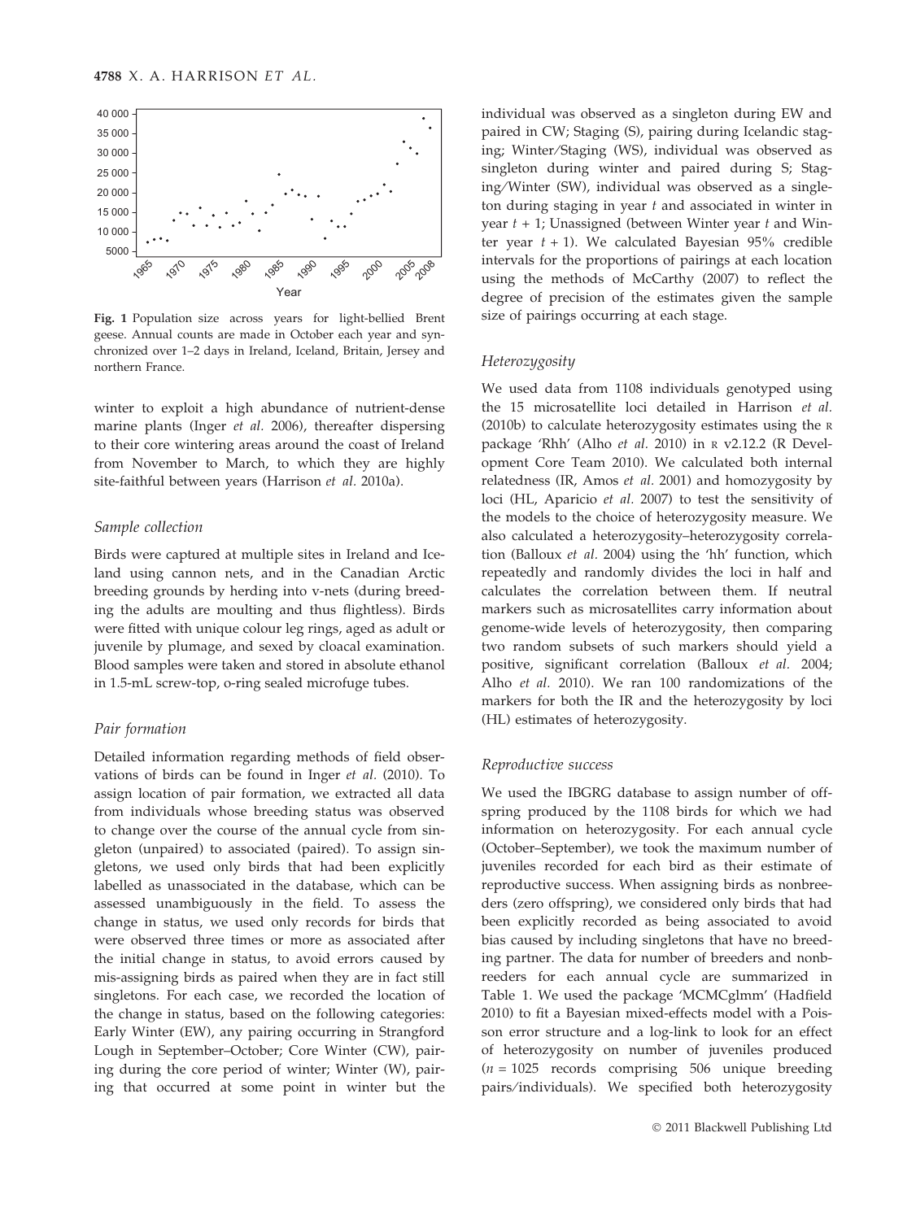Fig. 1 Population size across years for light-bellied Brent geese. Annual counts are made in October each year and synchronized over 1–2 days in Ireland, Iceland, Britain, Jersey and northern France.

winter to exploit a high abundance of nutrient-dense marine plants (Inger *et al.* 2006), thereafter dispersing to their core wintering areas around the coast of Ireland from November to March, to which they are highly site-faithful between years (Harrison *et al.* 2010a).

### *Sample collection*

Birds were captured at multiple sites in Ireland and Iceland using cannon nets, and in the Canadian Arctic breeding grounds by herding into v-nets (during breeding the adults are moulting and thus flightless). Birds were fitted with unique colour leg rings, aged as adult or juvenile by plumage, and sexed by cloacal examination. Blood samples were taken and stored in absolute ethanol in 1.5-mL screw-top, o-ring sealed microfuge tubes.

### *Pair formation*

Detailed information regarding methods of field observations of birds can be found in Inger *et al.* (2010). To assign location of pair formation, we extracted all data from individuals whose breeding status was observed to change over the course of the annual cycle from singleton (unpaired) to associated (paired). To assign singletons, we used only birds that had been explicitly labelled as unassociated in the database, which can be assessed unambiguously in the field. To assess the change in status, we used only records for birds that were observed three times or more as associated after the initial change in status, to avoid errors caused by mis-assigning birds as paired when they are in fact still singletons. For each case, we recorded the location of the change in status, based on the following categories: Early Winter (EW), any pairing occurring in Strangford Lough in September–October; Core Winter (CW), pairing during the core period of winter; Winter (W), pairing that occurred at some point in winter but the individual was observed as a singleton during EW and paired in CW; Staging (S), pairing during Icelandic staging; Winter/Staging (WS), individual was observed as singleton during winter and paired during S; Staging/Winter (SW), individual was observed as a singleton during staging in year *t* and associated in winter in year *t* + 1; Unassigned (between Winter year *t* and Winter year *t* + 1). We calculated Bayesian 95% credible intervals for the proportions of pairings at each location using the methods of McCarthy (2007) to reflect the degree of precision of the estimates given the sample size of pairings occurring at each stage.

### *Heterozygosity*

We used data from 1108 individuals genotyped using the 15 microsatellite loci detailed in Harrison *et al.* (2010b) to calculate heterozygosity estimates using the R package 'Rhh' (Alho *et al.* 2010) in R v2.12.2 (R Development Core Team 2010). We calculated both internal relatedness (IR, Amos *et al.* 2001) and homozygosity by loci (HL, Aparicio *et al.* 2007) to test the sensitivity of the models to the choice of heterozygosity measure. We also calculated a heterozygosity–heterozygosity correlation (Balloux *et al.* 2004) using the 'hh' function, which repeatedly and randomly divides the loci in half and calculates the correlation between them. If neutral markers such as microsatellites carry information about genome-wide levels of heterozygosity, then comparing two random subsets of such markers should yield a positive, significant correlation (Balloux *et al.* 2004; Alho *et al.* 2010). We ran 100 randomizations of the markers for both the IR and the heterozygosity by loci (HL) estimates of heterozygosity.

### *Reproductive success*

We used the IBGRG database to assign number of offspring produced by the 1108 birds for which we had information on heterozygosity. For each annual cycle (October–September), we took the maximum number of juveniles recorded for each bird as their estimate of reproductive success. When assigning birds as nonbreeders (zero offspring), we considered only birds that had been explicitly recorded as being associated to avoid bias caused by including singletons that have no breeding partner. The data for number of breeders and nonbreeders for each annual cycle are summarized in Table 1. We used the package 'MCMCglmm' (Hadfield 2010) to fit a Bayesian mixed-effects model with a Poisson error structure and a log-link to look for an effect of heterozygosity on number of juveniles produced ($n$ = 1025 records comprising 506 unique breeding pairs/individuals). We specified both heterozygosity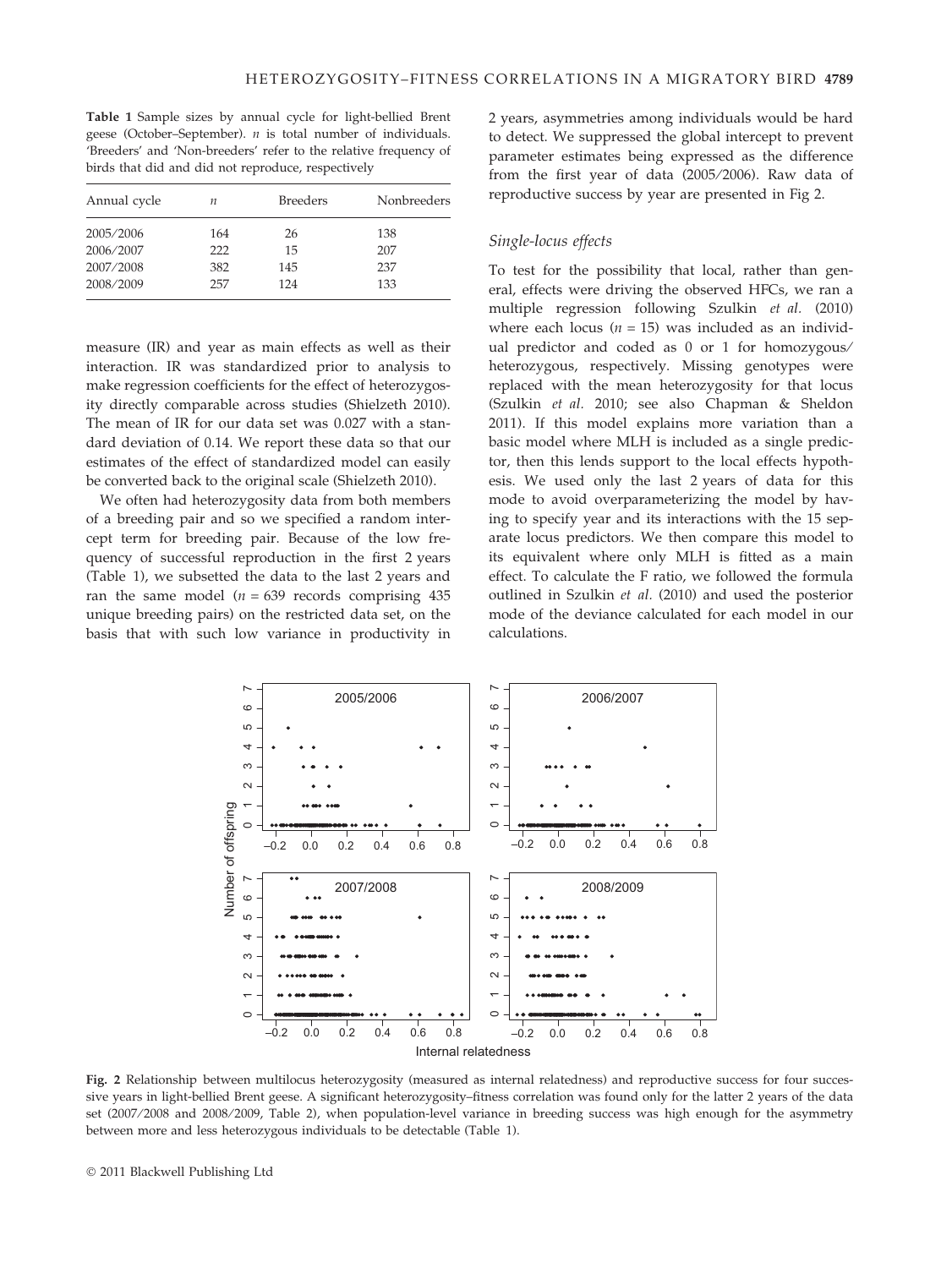**Table 1** Sample sizes by annual cycle for light-bellied Brent geese (October–September). *n* is total number of individuals. 'Breeders' and 'Non-breeders' refer to the relative frequency of birds that did and did not reproduce, respectively

| Annual cycle | *n* | Breeders | Nonbreeders |
|---|---|---|---|
| 2005/2006 | 164 | 26 | 138 |
| 2006/2007 | 222 | 15 | 207 |
| 2007/2008 | 382 | 145 | 237 |
| 2008/2009 | 257 | 124 | 133 |

measure (IR) and year as main effects as well as their interaction. IR was standardized prior to analysis to make regression coefficients for the effect of heterozygosity directly comparable across studies (Shielzeth 2010). The mean of IR for our data set was 0.027 with a standard deviation of 0.14. We report these data so that our estimates of the effect of standardized model can easily be converted back to the original scale (Shielzeth 2010).

We often had heterozygosity data from both members of a breeding pair and so we specified a random intercept term for breeding pair. Because of the low frequency of successful reproduction in the first 2 years (Table 1), we subsetted the data to the last 2 years and ran the same model ($n = 639$ records comprising 435 unique breeding pairs) on the restricted data set, on the basis that with such low variance in productivity in 2 years, asymmetries among individuals would be hard to detect. We suppressed the global intercept to prevent parameter estimates being expressed as the difference from the first year of data (2005/2006). Raw data of reproductive success by year are presented in Fig 2.

### Single-locus effects

To test for the possibility that local, rather than general, effects were driving the observed HFCs, we ran a multiple regression following Szulkin *et al.* (2010) where each locus ($n = 15$) was included as an individual predictor and coded as 0 or 1 for homozygous/heterozygous, respectively. Missing genotypes were replaced with the mean heterozygosity for that locus (Szulkin *et al.* 2010; see also Chapman & Sheldon 2011). If this model explains more variation than a basic model where MLH is included as a single predictor, then this lends support to the local effects hypothesis. We used only the last 2 years of data for this mode to avoid overparameterizing the model by having to specify year and its interactions with the 15 separate locus predictors. We then compare this model to its equivalent where only MLH is fitted as a main effect. To calculate the F ratio, we followed the formula outlined in Szulkin *et al.* (2010) and used the posterior mode of the deviance calculated for each model in our calculations.

**Fig. 2** Relationship between multilocus heterozygosity (measured as internal relatedness) and reproductive success for four successive years in light-bellied Brent geese. A significant heterozygosity–fitness correlation was found only for the latter 2 years of the data set (2007/2008 and 2008/2009, Table 2), when population-level variance in breeding success was high enough for the asymmetry between more and less heterozygous individuals to be detectable (Table 1).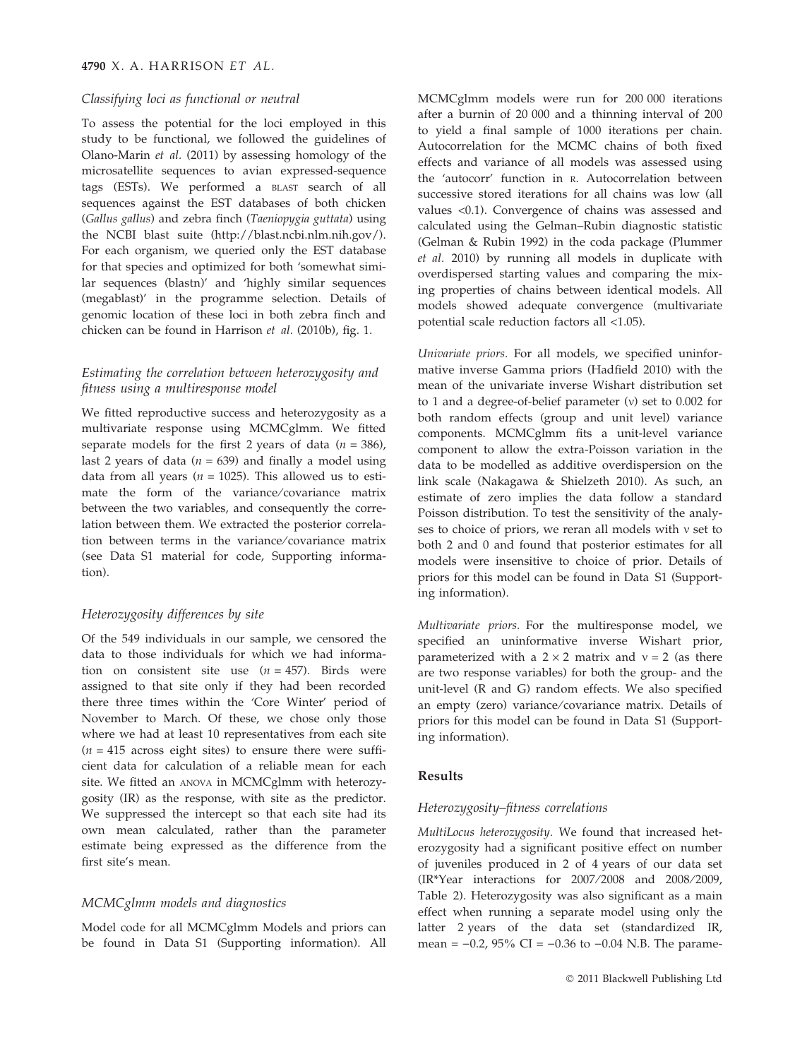### Classifying loci as functional or neutral

To assess the potential for the loci employed in this study to be functional, we followed the guidelines of Olano-Marin *et al.* (2011) by assessing homology of the microsatellite sequences to avian expressed-sequence tags (ESTs). We performed a BLAST search of all sequences against the EST databases of both chicken (*Gallus gallus*) and zebra finch (*Taeniopygia guttata*) using the NCBI blast suite (http://blast.ncbi.nlm.nih.gov/). For each organism, we queried only the EST database for that species and optimized for both 'somewhat similar sequences (blastn)' and 'highly similar sequences (megablast)' in the programme selection. Details of genomic location of these loci in both zebra finch and chicken can be found in Harrison *et al.* (2010b), fig. 1.

### Estimating the correlation between heterozygosity and fitness using a multiresponse model

We fitted reproductive success and heterozygosity as a multivariate response using MCMCglmm. We fitted separate models for the first 2 years of data ($n$ = 386), last 2 years of data ($n$ = 639) and finally a model using data from all years ($n$ = 1025). This allowed us to estimate the form of the variance/covariance matrix between the two variables, and consequently the correlation between them. We extracted the posterior correlation between terms in the variance/covariance matrix (see Data S1 material for code, Supporting information).

### Heterozygosity differences by site

Of the 549 individuals in our sample, we censored the data to those individuals for which we had information on consistent site use ($n$ = 457). Birds were assigned to that site only if they had been recorded there three times within the 'Core Winter' period of November to March. Of these, we chose only those where we had at least 10 representatives from each site ($n$ = 415 across eight sites) to ensure there were sufficient data for calculation of a reliable mean for each site. We fitted an ANOVA in MCMCglmm with heterozygosity (IR) as the response, with site as the predictor. We suppressed the intercept so that each site had its own mean calculated, rather than the parameter estimate being expressed as the difference from the first site's mean.

### MCMCglmm models and diagnostics

Model code for all MCMCglmm Models and priors can be found in Data S1 (Supporting information). All MCMCglmm models were run for 200 000 iterations after a burnin of 20 000 and a thinning interval of 200 to yield a final sample of 1000 iterations per chain. Autocorrelation for the MCMC chains of both fixed effects and variance of all models was assessed using the 'autocorr' function in R. Autocorrelation between successive stored iterations for all chains was low (all values <0.1). Convergence of chains was assessed and calculated using the Gelman–Rubin diagnostic statistic (Gelman & Rubin 1992) in the coda package (Plummer *et al.* 2010) by running all models in duplicate with overdispersed starting values and comparing the mixing properties of chains between identical models. All models showed adequate convergence (multivariate potential scale reduction factors all <1.05).

*Univariate priors.* For all models, we specified uninformative inverse Gamma priors (Hadfield 2010) with the mean of the univariate inverse Wishart distribution set to 1 and a degree-of-belief parameter ($\nu$) set to 0.002 for both random effects (group and unit level) variance components. MCMCglmm fits a unit-level variance component to allow the extra-Poisson variation in the data to be modelled as additive overdispersion on the link scale (Nakagawa & Shielzeth 2010). As such, an estimate of zero implies the data follow a standard Poisson distribution. To test the sensitivity of the analyses to choice of priors, we reran all models with $\nu$ set to both 2 and 0 and found that posterior estimates for all models were insensitive to choice of prior. Details of priors for this model can be found in Data S1 (Supporting information).

*Multivariate priors.* For the multiresponse model, we specified an uninformative inverse Wishart prior, parameterized with a $2 \times 2$ matrix and $\nu = 2$ (as there are two response variables) for both the group- and the unit-level (R and G) random effects. We also specified an empty (zero) variance/covariance matrix. Details of priors for this model can be found in Data S1 (Supporting information).

## Results

### Heterozygosity–fitness correlations

*MultiLocus heterozygosity.* We found that increased heterozygosity had a significant positive effect on number of juveniles produced in 2 of 4 years of our data set (IR*Year interactions for 2007/2008 and 2008/2009, Table 2). Heterozygosity was also significant as a main effect when running a separate model using only the latter 2 years of the data set (standardized IR, mean = −0.2, 95% CI = −0.36 to −0.04 N.B. The parame-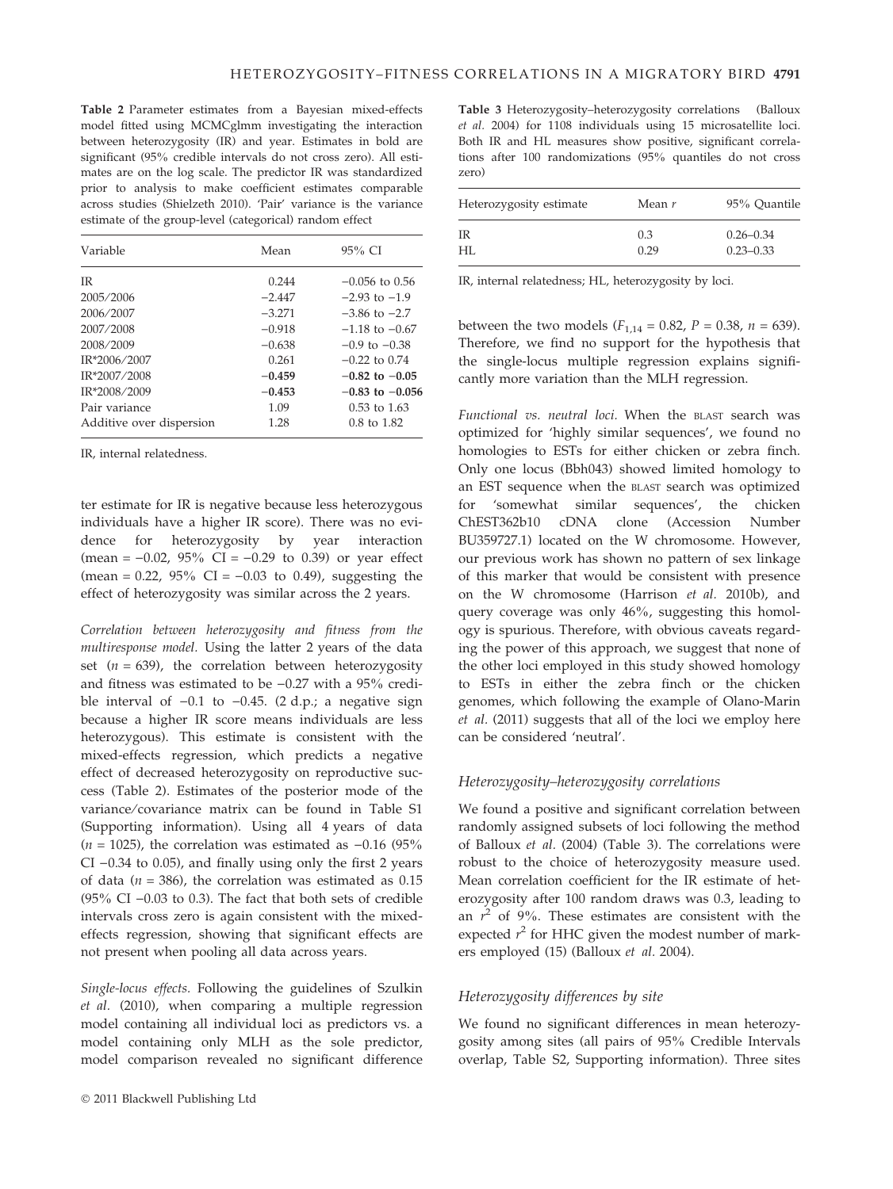**Table 2** Parameter estimates from a Bayesian mixed-effects model fitted using MCMCglmm investigating the interaction between heterozygosity (IR) and year. Estimates in bold are significant (95% credible intervals do not cross zero). All estimates are on the log scale. The predictor IR was standardized prior to analysis to make coefficient estimates comparable across studies (Shielzeth 2010). 'Pair' variance is the variance estimate of the group-level (categorical) random effect

| Variable | Mean | 95% CI |
| --- | --- | --- |
| IR | 0.244 | −0.056 to 0.56 |
| 2005/2006 | −2.447 | −2.93 to −1.9 |
| 2006/2007 | −3.271 | −3.86 to −2.7 |
| 2007/2008 | −0.918 | −1.18 to −0.67 |
| 2008/2009 | −0.638 | −0.9 to −0.38 |
| IR*2006/2007 | 0.261 | −0.22 to 0.74 |
| IR*2007/2008 | **−0.459** | **−0.82 to −0.05** |
| IR*2008/2009 | **−0.453** | **−0.83 to −0.056** |
| Pair variance | 1.09 | 0.53 to 1.63 |
| Additive over dispersion | 1.28 | 0.8 to 1.82 |

IR, internal relatedness.

ter estimate for IR is negative because less heterozygous individuals have a higher IR score). There was no evidence for heterozygosity by year interaction (mean = −0.02, 95% CI = −0.29 to 0.39) or year effect (mean = 0.22, 95% CI = −0.03 to 0.49), suggesting the effect of heterozygosity was similar across the 2 years.

*Correlation between heterozygosity and fitness from the multiresponse model.* Using the latter 2 years of the data set ($n = 639$), the correlation between heterozygosity and fitness was estimated to be −0.27 with a 95% credible interval of −0.1 to −0.45. (2 d.p.; a negative sign because a higher IR score means individuals are less heterozygous). This estimate is consistent with the mixed-effects regression, which predicts a negative effect of decreased heterozygosity on reproductive success (Table 2). Estimates of the posterior mode of the variance/covariance matrix can be found in Table S1 (Supporting information). Using all 4 years of data ($n = 1025$), the correlation was estimated as −0.16 (95% CI −0.34 to 0.05), and finally using only the first 2 years of data ($n = 386$), the correlation was estimated as 0.15 (95% CI −0.03 to 0.3). The fact that both sets of credible intervals cross zero is again consistent with the mixed-effects regression, showing that significant effects are not present when pooling all data across years.

*Single-locus effects.* Following the guidelines of Szulkin *et al.* (2010), when comparing a multiple regression model containing all individual loci as predictors vs. a model containing only MLH as the sole predictor, model comparison revealed no significant difference between the two models ($F_{1,14} = 0.82$, $P = 0.38$, $n = 639$). Therefore, we find no support for the hypothesis that the single-locus multiple regression explains significantly more variation than the MLH regression.

*Functional vs. neutral loci.* When the BLAST search was optimized for 'highly similar sequences', we found no homologies to ESTs for either chicken or zebra finch. Only one locus (Bbh043) showed limited homology to an EST sequence when the BLAST search was optimized for 'somewhat similar sequences', the chicken ChEST362b10 cDNA clone (Accession Number BU359727.1) located on the W chromosome. However, our previous work has shown no pattern of sex linkage of this marker that would be consistent with presence on the W chromosome (Harrison *et al.* 2010b), and query coverage was only 46%, suggesting this homology is spurious. Therefore, with obvious caveats regarding the power of this approach, we suggest that none of the other loci employed in this study showed homology to ESTs in either the zebra finch or the chicken genomes, which following the example of Olano-Marin *et al.* (2011) suggests that all of the loci we employ here can be considered 'neutral'.

**Table 3** Heterozygosity–heterozygosity correlations (Balloux *et al.* 2004) for 1108 individuals using 15 microsatellite loci. Both IR and HL measures show positive, significant correlations after 100 randomizations (95% quantiles do not cross zero)

| Heterozygosity estimate | Mean $r$ | 95% Quantile |
| --- | --- | --- |
| IR | 0.3 | 0.26–0.34 |
| HL | 0.29 | 0.23–0.33 |

IR, internal relatedness; HL, heterozygosity by loci.

### Heterozygosity–heterozygosity correlations

We found a positive and significant correlation between randomly assigned subsets of loci following the method of Balloux *et al.* (2004) (Table 3). The correlations were robust to the choice of heterozygosity measure used. Mean correlation coefficient for the IR estimate of heterozygosity after 100 random draws was 0.3, leading to an $r^2$ of 9%. These estimates are consistent with the expected $r^2$ for HHC given the modest number of markers employed (15) (Balloux *et al.* 2004).

### Heterozygosity differences by site

We found no significant differences in mean heterozygosity among sites (all pairs of 95% Credible Intervals overlap, Table S2, Supporting information). Three sites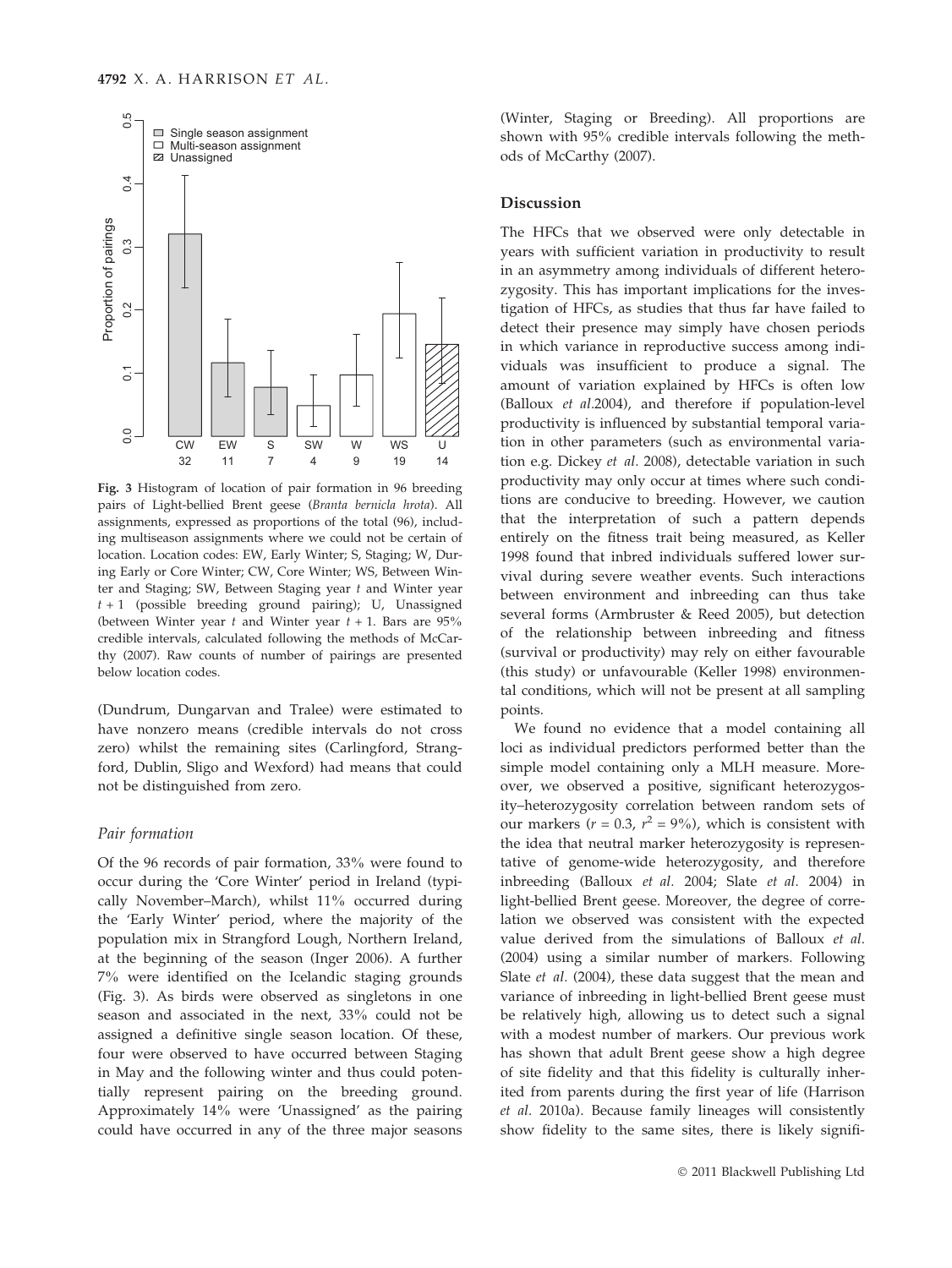Fig. 3 Histogram of location of pair formation in 96 breeding pairs of Light-bellied Brent geese (*Branta bernicla hrota*). All assignments, expressed as proportions of the total (96), including multiseason assignments where we could not be certain of location. Location codes: EW, Early Winter; S, Staging; W, During Early or Core Winter; CW, Core Winter; WS, Between Winter and Staging; SW, Between Staging year $t$ and Winter year $t + 1$ (possible breeding ground pairing); U, Unassigned (between Winter year $t$ and Winter year $t + 1$. Bars are 95% credible intervals, calculated following the methods of McCarthy (2007). Raw counts of number of pairings are presented below location codes.

(Dundrum, Dungarvan and Tralee) were estimated to have nonzero means (credible intervals do not cross zero) whilst the remaining sites (Carlingford, Strangford, Dublin, Sligo and Wexford) had means that could not be distinguished from zero.

### Pair formation

Of the 96 records of pair formation, 33% were found to occur during the 'Core Winter' period in Ireland (typically November–March), whilst 11% occurred during the 'Early Winter' period, where the majority of the population mix in Strangford Lough, Northern Ireland, at the beginning of the season (Inger 2006). A further 7% were identified on the Icelandic staging grounds (Fig. 3). As birds were observed as singletons in one season and associated in the next, 33% could not be assigned a definitive single season location. Of these, four were observed to have occurred between Staging in May and the following winter and thus could potentially represent pairing on the breeding ground. Approximately 14% were 'Unassigned' as the pairing could have occurred in any of the three major seasons (Winter, Staging or Breeding). All proportions are shown with 95% credible intervals following the methods of McCarthy (2007).

## Discussion

The HFCs that we observed were only detectable in years with sufficient variation in productivity to result in an asymmetry among individuals of different heterozygosity. This has important implications for the investigation of HFCs, as studies that thus far have failed to detect their presence may simply have chosen periods in which variance in reproductive success among individuals was insufficient to produce a signal. The amount of variation explained by HFCs is often low (Balloux *et al.*2004), and therefore if population-level productivity is influenced by substantial temporal variation in other parameters (such as environmental variation e.g. Dickey *et al.* 2008), detectable variation in such productivity may only occur at times where such conditions are conducive to breeding. However, we caution that the interpretation of such a pattern depends entirely on the fitness trait being measured, as Keller 1998 found that inbred individuals suffered lower survival during severe weather events. Such interactions between environment and inbreeding can thus take several forms (Armbruster & Reed 2005), but detection of the relationship between inbreeding and fitness (survival or productivity) may rely on either favourable (this study) or unfavourable (Keller 1998) environmental conditions, which will not be present at all sampling points.

We found no evidence that a model containing all loci as individual predictors performed better than the simple model containing only a MLH measure. Moreover, we observed a positive, significant heterozygosity–heterozygosity correlation between random sets of our markers ($r = 0.3$, $r^2 = 9\%$), which is consistent with the idea that neutral marker heterozygosity is representative of genome-wide heterozygosity, and therefore inbreeding (Balloux *et al.* 2004; Slate *et al.* 2004) in light-bellied Brent geese. Moreover, the degree of correlation we observed was consistent with the expected value derived from the simulations of Balloux *et al.* (2004) using a similar number of markers. Following Slate *et al.* (2004), these data suggest that the mean and variance of inbreeding in light-bellied Brent geese must be relatively high, allowing us to detect such a signal with a modest number of markers. Our previous work has shown that adult Brent geese show a high degree of site fidelity and that this fidelity is culturally inherited from parents during the first year of life (Harrison *et al.* 2010a). Because family lineages will consistently show fidelity to the same sites, there is likely signifi-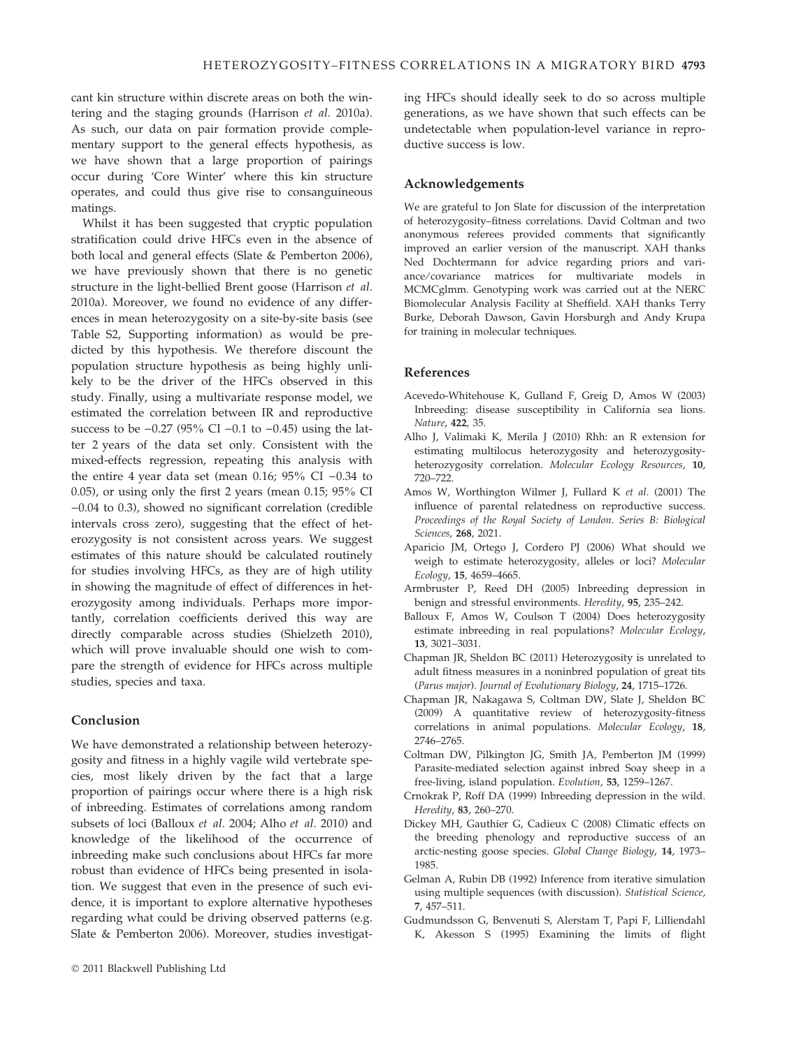cant kin structure within discrete areas on both the wintering and the staging grounds (Harrison *et al.* 2010a). As such, our data on pair formation provide complementary support to the general effects hypothesis, as we have shown that a large proportion of pairings occur during 'Core Winter' where this kin structure operates, and could thus give rise to consanguineous matings.

Whilst it has been suggested that cryptic population stratification could drive HFCs even in the absence of both local and general effects (Slate & Pemberton 2006), we have previously shown that there is no genetic structure in the light-bellied Brent goose (Harrison *et al.* 2010a). Moreover, we found no evidence of any differences in mean heterozygosity on a site-by-site basis (see Table S2, Supporting information) as would be predicted by this hypothesis. We therefore discount the population structure hypothesis as being highly unlikely to be the driver of the HFCs observed in this study. Finally, using a multivariate response model, we estimated the correlation between IR and reproductive success to be −0.27 (95% CI −0.1 to −0.45) using the latter 2 years of the data set only. Consistent with the mixed-effects regression, repeating this analysis with the entire 4 year data set (mean 0.16; 95% CI −0.34 to 0.05), or using only the first 2 years (mean 0.15; 95% CI −0.04 to 0.3), showed no significant correlation (credible intervals cross zero), suggesting that the effect of heterozygosity is not consistent across years. We suggest estimates of this nature should be calculated routinely for studies involving HFCs, as they are of high utility in showing the magnitude of effect of differences in heterozygosity among individuals. Perhaps more importantly, correlation coefficients derived this way are directly comparable across studies (Shielzeth 2010), which will prove invaluable should one wish to compare the strength of evidence for HFCs across multiple studies, species and taxa.

## Conclusion

We have demonstrated a relationship between heterozygosity and fitness in a highly vagile wild vertebrate species, most likely driven by the fact that a large proportion of pairings occur where there is a high risk of inbreeding. Estimates of correlations among random subsets of loci (Balloux *et al.* 2004; Alho *et al.* 2010) and knowledge of the likelihood of the occurrence of inbreeding make such conclusions about HFCs far more robust than evidence of HFCs being presented in isolation. We suggest that even in the presence of such evidence, it is important to explore alternative hypotheses regarding what could be driving observed patterns (e.g. Slate & Pemberton 2006). Moreover, studies investigating HFCs should ideally seek to do so across multiple generations, as we have shown that such effects can be undetectable when population-level variance in reproductive success is low.

## Acknowledgements

We are grateful to Jon Slate for discussion of the interpretation of heterozygosity–fitness correlations. David Coltman and two anonymous referees provided comments that significantly improved an earlier version of the manuscript. XAH thanks Ned Dochtermann for advice regarding priors and variance/covariance matrices for multivariate models in MCMCglmm. Genotyping work was carried out at the NERC Biomolecular Analysis Facility at Sheffield. XAH thanks Terry Burke, Deborah Dawson, Gavin Horsburgh and Andy Krupa for training in molecular techniques.

## References

Acevedo-Whitehouse K, Gulland F, Greig D, Amos W (2003) Inbreeding: disease susceptibility in California sea lions. *Nature*, **422**, 35.

Alho J, Valimaki K, Merila J (2010) Rhh: an R extension for estimating multilocus heterozygosity and heterozygosity-heterozygosity correlation. *Molecular Ecology Resources*, **10**, 720–722.

Amos W, Worthington Wilmer J, Fullard K *et al.* (2001) The influence of parental relatedness on reproductive success. *Proceedings of the Royal Society of London. Series B: Biological Sciences*, **268**, 2021.

Aparicio JM, Ortego J, Cordero PJ (2006) What should we weigh to estimate heterozygosity, alleles or loci? *Molecular Ecology*, **15**, 4659–4665.

Armbruster P, Reed DH (2005) Inbreeding depression in benign and stressful environments. *Heredity*, **95**, 235–242.

Balloux F, Amos W, Coulson T (2004) Does heterozygosity estimate inbreeding in real populations? *Molecular Ecology*, **13**, 3021–3031.

Chapman JR, Sheldon BC (2011) Heterozygosity is unrelated to adult fitness measures in a noninbred population of great tits (*Parus major*). *Journal of Evolutionary Biology*, **24**, 1715–1726.

Chapman JR, Nakagawa S, Coltman DW, Slate J, Sheldon BC (2009) A quantitative review of heterozygosity-fitness correlations in animal populations. *Molecular Ecology*, **18**, 2746–2765.

Coltman DW, Pilkington JG, Smith JA, Pemberton JM (1999) Parasite-mediated selection against inbred Soay sheep in a free-living, island population. *Evolution*, **53**, 1259–1267.

Crnokrak P, Roff DA (1999) Inbreeding depression in the wild. *Heredity*, **83**, 260–270.

Dickey MH, Gauthier G, Cadieux C (2008) Climatic effects on the breeding phenology and reproductive success of an arctic-nesting goose species. *Global Change Biology*, **14**, 1973–1985.

Gelman A, Rubin DB (1992) Inference from iterative simulation using multiple sequences (with discussion). *Statistical Science*, **7**, 457–511.

Gudmundsson G, Benvenuti S, Alerstam T, Papi F, Lilliendahl K, Akesson S (1995) Examining the limits of flight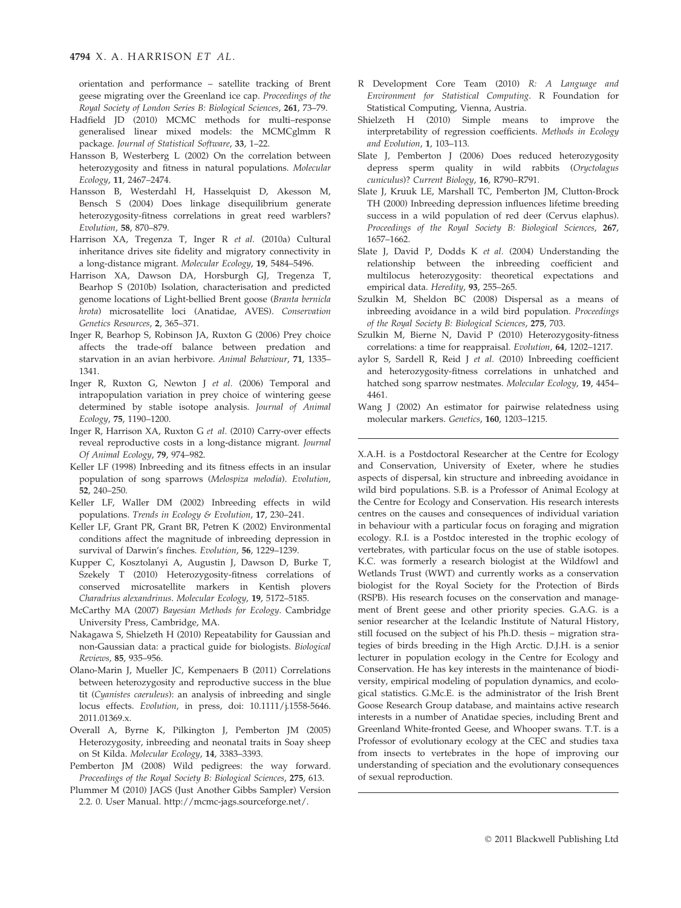orientation and performance – satellite tracking of Brent geese migrating over the Greenland ice cap. *Proceedings of the Royal Society of London Series B: Biological Sciences*, **261**, 73–79.

Hadfield JD (2010) MCMC methods for multi–response generalised linear mixed models: the MCMCglmm R package. *Journal of Statistical Software*, **33**, 1–22.

Hansson B, Westerberg L (2002) On the correlation between heterozygosity and fitness in natural populations. *Molecular Ecology*, **11**, 2467–2474.

Hansson B, Westerdahl H, Hasselquist D, Akesson M, Bensch S (2004) Does linkage disequilibrium generate heterozygosity-fitness correlations in great reed warblers? *Evolution*, **58**, 870–879.

Harrison XA, Tregenza T, Inger R *et al.* (2010a) Cultural inheritance drives site fidelity and migratory connectivity in a long-distance migrant. *Molecular Ecology*, **19**, 5484–5496.

Harrison XA, Dawson DA, Horsburgh GJ, Tregenza T, Bearhop S (2010b) Isolation, characterisation and predicted genome locations of Light-bellied Brent goose (*Branta bernicla hrota*) microsatellite loci (Anatidae, AVES). *Conservation Genetics Resources*, **2**, 365–371.

Inger R, Bearhop S, Robinson JA, Ruxton G (2006) Prey choice affects the trade-off balance between predation and starvation in an avian herbivore. *Animal Behaviour*, **71**, 1335–1341.

Inger R, Ruxton G, Newton J *et al.* (2006) Temporal and intrapopulation variation in prey choice of wintering geese determined by stable isotope analysis. *Journal of Animal Ecology*, **75**, 1190–1200.

Inger R, Harrison XA, Ruxton G *et al.* (2010) Carry-over effects reveal reproductive costs in a long-distance migrant. *Journal Of Animal Ecology*, **79**, 974–982.

Keller LF (1998) Inbreeding and its fitness effects in an insular population of song sparrows (*Melospiza melodia*). *Evolution*, **52**, 240–250.

Keller LF, Waller DM (2002) Inbreeding effects in wild populations. *Trends in Ecology & Evolution*, **17**, 230–241.

Keller LF, Grant PR, Grant BR, Petren K (2002) Environmental conditions affect the magnitude of inbreeding depression in survival of Darwin's finches. *Evolution*, **56**, 1229–1239.

Kupper C, Kosztolanyi A, Augustin J, Dawson D, Burke T, Szekely T (2010) Heterozygosity-fitness correlations of conserved microsatellite markers in Kentish plovers *Charadrius alexandrinus*. *Molecular Ecology*, **19**, 5172–5185.

McCarthy MA (2007) *Bayesian Methods for Ecology*. Cambridge University Press, Cambridge, MA.

Nakagawa S, Shielzeth H (2010) Repeatability for Gaussian and non-Gaussian data: a practical guide for biologists. *Biological Reviews*, **85**, 935–956.

Olano-Marin J, Mueller JC, Kempenaers B (2011) Correlations between heterozygosity and reproductive success in the blue tit (*Cyanistes caeruleus*): an analysis of inbreeding and single locus effects. *Evolution*, in press, doi: 10.1111/j.1558-5646.2011.01369.x.

Overall A, Byrne K, Pilkington J, Pemberton JM (2005) Heterozygosity, inbreeding and neonatal traits in Soay sheep on St Kilda. *Molecular Ecology*, **14**, 3383–3393.

Pemberton JM (2008) Wild pedigrees: the way forward. *Proceedings of the Royal Society B: Biological Sciences*, **275**, 613.

Plummer M (2010) JAGS (Just Another Gibbs Sampler) Version 2.2. 0. User Manual. http://mcmc-jags.sourceforge.net/.

R Development Core Team (2010) *R: A Language and Environment for Statistical Computing*. R Foundation for Statistical Computing, Vienna, Austria.

Shielzeth H (2010) Simple means to improve the interpretability of regression coefficients. *Methods in Ecology and Evolution*, **1**, 103–113.

Slate J, Pemberton J (2006) Does reduced heterozygosity depress sperm quality in wild rabbits (*Oryctolagus cuniculus*)? *Current Biology*, **16**, R790–R791.

Slate J, Kruuk LE, Marshall TC, Pemberton JM, Clutton-Brock TH (2000) Inbreeding depression influences lifetime breeding success in a wild population of red deer (Cervus elaphus). *Proceedings of the Royal Society B: Biological Sciences*, **267**, 1657–1662.

Slate J, David P, Dodds K *et al.* (2004) Understanding the relationship between the inbreeding coefficient and multilocus heterozygosity: theoretical expectations and empirical data. *Heredity*, **93**, 255–265.

Szulkin M, Sheldon BC (2008) Dispersal as a means of inbreeding avoidance in a wild bird population. *Proceedings of the Royal Society B: Biological Sciences*, **275**, 703.

Szulkin M, Bierne N, David P (2010) Heterozygosity-fitness correlations: a time for reappraisal. *Evolution*, **64**, 1202–1217.

aylor S, Sardell R, Reid J *et al.* (2010) Inbreeding coefficient and heterozygosity-fitness correlations in unhatched and hatched song sparrow nestmates. *Molecular Ecology*, **19**, 4454–4461.

Wang J (2002) An estimator for pairwise relatedness using molecular markers. *Genetics*, **160**, 1203–1215.

---

X.A.H. is a Postdoctoral Researcher at the Centre for Ecology and Conservation, University of Exeter, where he studies aspects of dispersal, kin structure and inbreeding avoidance in wild bird populations. S.B. is a Professor of Animal Ecology at the Centre for Ecology and Conservation. His research interests centres on the causes and consequences of individual variation in behaviour with a particular focus on foraging and migration ecology. R.I. is a Postdoc interested in the trophic ecology of vertebrates, with particular focus on the use of stable isotopes. K.C. was formerly a research biologist at the Wildfowl and Wetlands Trust (WWT) and currently works as a conservation biologist for the Royal Society for the Protection of Birds (RSPB). His research focuses on the conservation and management of Brent geese and other priority species. G.A.G. is a senior researcher at the Icelandic Institute of Natural History, still focused on the subject of his Ph.D. thesis – migration strategies of birds breeding in the High Arctic. D.J.H. is a senior lecturer in population ecology in the Centre for Ecology and Conservation. He has key interests in the maintenance of biodiversity, empirical modeling of population dynamics, and ecological statistics. G.Mc.E. is the administrator of the Irish Brent Goose Research Group database, and maintains active research interests in a number of Anatidae species, including Brent and Greenland White-fronted Geese, and Whooper swans. T.T. is a Professor of evolutionary ecology at the CEC and studies taxa from insects to vertebrates in the hope of improving our understanding of speciation and the evolutionary consequences of sexual reproduction.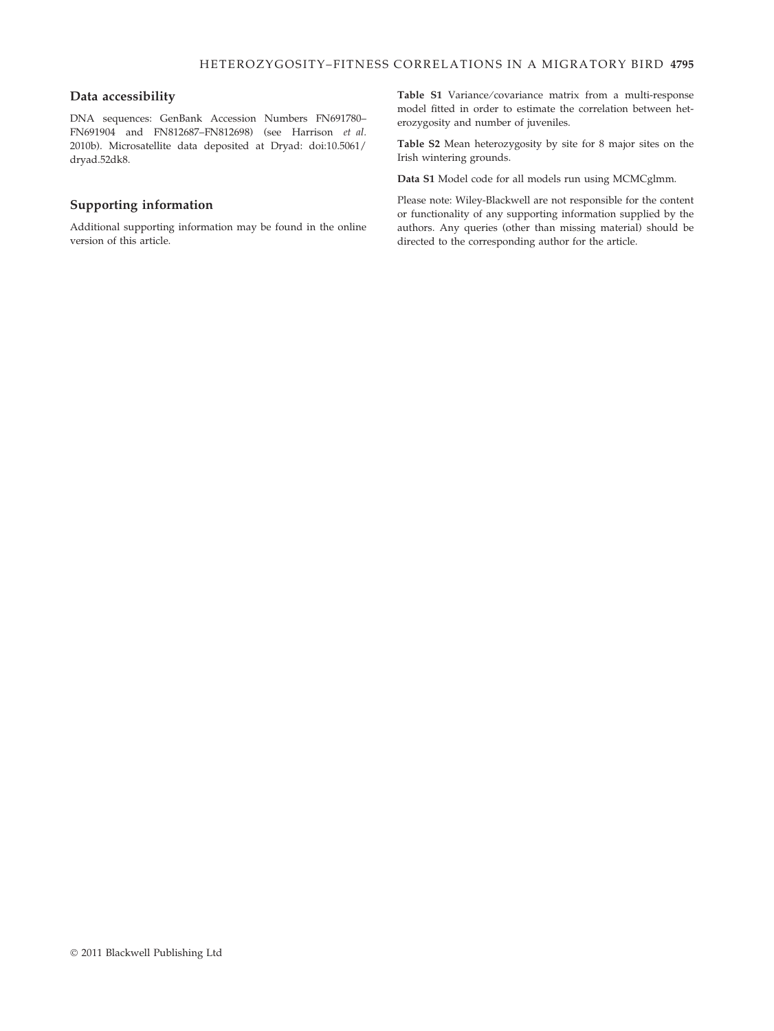## Data accessibility

DNA sequences: GenBank Accession Numbers FN691780–FN691904 and FN812687–FN812698) (see Harrison *et al*. 2010b). Microsatellite data deposited at Dryad: doi:10.5061/dryad.52dk8.

## Supporting information

Additional supporting information may be found in the online version of this article.

**Table S1** Variance/covariance matrix from a multi-response model fitted in order to estimate the correlation between heterozygosity and number of juveniles.

**Table S2** Mean heterozygosity by site for 8 major sites on the Irish wintering grounds.

**Data S1** Model code for all models run using MCMCglmm.

Please note: Wiley-Blackwell are not responsible for the content or functionality of any supporting information supplied by the authors. Any queries (other than missing material) should be directed to the corresponding author for the article.